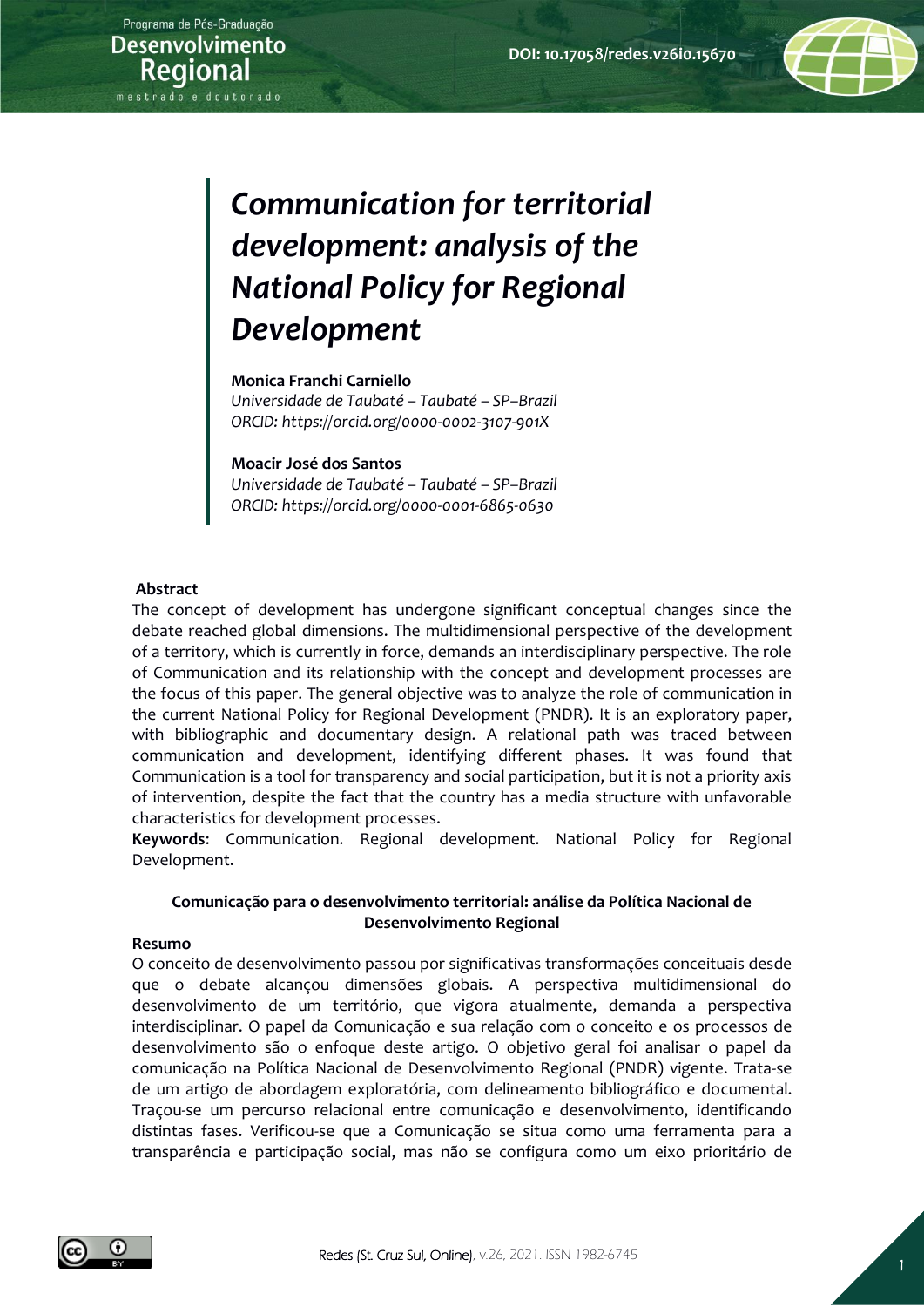DOI: 10.17058/redes.v26i0.15670

# *Communication for territorial development: analysis of the National Policy for Regional Development*

**Monica Franchi Carniello**
*Universidade de Taubaté – Taubaté – SP–Brazil*
*ORCID: https://orcid.org/0000-0002-3107-901X*

**Moacir José dos Santos**
*Universidade de Taubaté – Taubaté – SP–Brazil*
*ORCID: https://orcid.org/0000-0001-6865-0630*

**Abstract**

The concept of development has undergone significant conceptual changes since the debate reached global dimensions. The multidimensional perspective of the development of a territory, which is currently in force, demands an interdisciplinary perspective. The role of Communication and its relationship with the concept and development processes are the focus of this paper. The general objective was to analyze the role of communication in the current National Policy for Regional Development (PNDR). It is an exploratory paper, with bibliographic and documentary design. A relational path was traced between communication and development, identifying different phases. It was found that Communication is a tool for transparency and social participation, but it is not a priority axis of intervention, despite the fact that the country has a media structure with unfavorable characteristics for development processes.

**Keywords**: Communication. Regional development. National Policy for Regional Development.

**Comunicação para o desenvolvimento territorial: análise da Política Nacional de Desenvolvimento Regional**

**Resumo**

O conceito de desenvolvimento passou por significativas transformações conceituais desde que o debate alcançou dimensões globais. A perspectiva multidimensional do desenvolvimento de um território, que vigora atualmente, demanda a perspectiva interdisciplinar. O papel da Comunicação e sua relação com o conceito e os processos de desenvolvimento são o enfoque deste artigo. O objetivo geral foi analisar o papel da comunicação na Política Nacional de Desenvolvimento Regional (PNDR) vigente. Trata-se de um artigo de abordagem exploratória, com delineamento bibliográfico e documental. Traçou-se um percurso relacional entre comunicação e desenvolvimento, identificando distintas fases. Verificou-se que a Comunicação se situa como uma ferramenta para a transparência e participação social, mas não se configura como um eixo prioritário de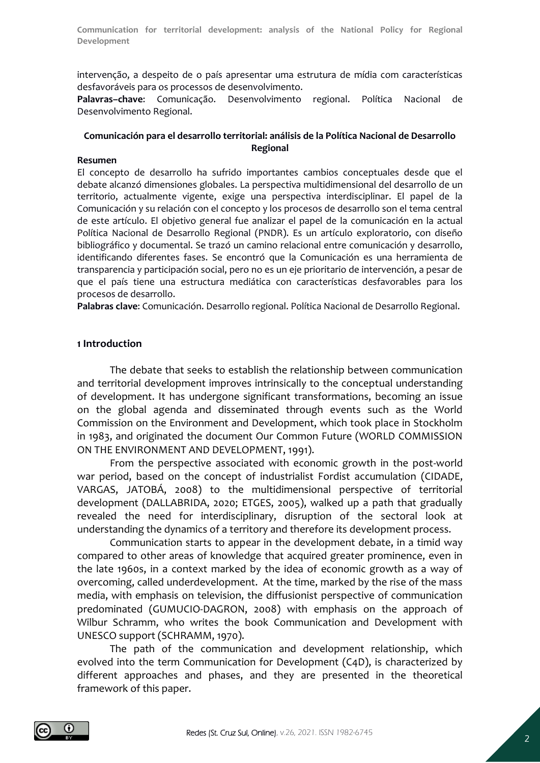intervenção, a despeito de o país apresentar uma estrutura de mídia com características desfavoráveis para os processos de desenvolvimento.

**Palavras–chave**: Comunicação. Desenvolvimento regional. Política Nacional de Desenvolvimento Regional.

**Comunicación para el desarrollo territorial: análisis de la Política Nacional de Desarrollo Regional**

**Resumen**

El concepto de desarrollo ha sufrido importantes cambios conceptuales desde que el debate alcanzó dimensiones globales. La perspectiva multidimensional del desarrollo de un territorio, actualmente vigente, exige una perspectiva interdisciplinar. El papel de la Comunicación y su relación con el concepto y los procesos de desarrollo son el tema central de este artículo. El objetivo general fue analizar el papel de la comunicación en la actual Política Nacional de Desarrollo Regional (PNDR). Es un artículo exploratorio, con diseño bibliográfico y documental. Se trazó un camino relacional entre comunicación y desarrollo, identificando diferentes fases. Se encontró que la Comunicación es una herramienta de transparencia y participación social, pero no es un eje prioritario de intervención, a pesar de que el país tiene una estructura mediática con características desfavorables para los procesos de desarrollo.

**Palabras clave**: Comunicación. Desarrollo regional. Política Nacional de Desarrollo Regional.

## 1 Introduction

The debate that seeks to establish the relationship between communication and territorial development improves intrinsically to the conceptual understanding of development. It has undergone significant transformations, becoming an issue on the global agenda and disseminated through events such as the World Commission on the Environment and Development, which took place in Stockholm in 1983, and originated the document Our Common Future (WORLD COMMISSION ON THE ENVIRONMENT AND DEVELOPMENT, 1991).

From the perspective associated with economic growth in the post-world war period, based on the concept of industrialist Fordist accumulation (CIDADE, VARGAS, JATOBÁ, 2008) to the multidimensional perspective of territorial development (DALLABRIDA, 2020; ETGES, 2005), walked up a path that gradually revealed the need for interdisciplinary, disruption of the sectoral look at understanding the dynamics of a territory and therefore its development process.

Communication starts to appear in the development debate, in a timid way compared to other areas of knowledge that acquired greater prominence, even in the late 1960s, in a context marked by the idea of economic growth as a way of overcoming, called underdevelopment. At the time, marked by the rise of the mass media, with emphasis on television, the diffusionist perspective of communication predominated (GUMUCIO-DAGRON, 2008) with emphasis on the approach of Wilbur Schramm, who writes the book Communication and Development with UNESCO support (SCHRAMM, 1970).

The path of the communication and development relationship, which evolved into the term Communication for Development (C4D), is characterized by different approaches and phases, and they are presented in the theoretical framework of this paper.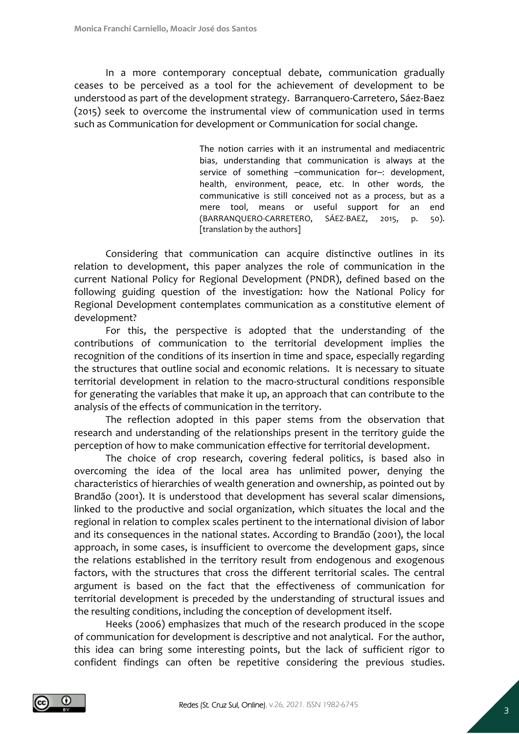In a more contemporary conceptual debate, communication gradually ceases to be perceived as a tool for the achievement of development to be understood as part of the development strategy. Barranquero-Carretero, Sáez-Baez (2015) seek to overcome the instrumental view of communication used in terms such as Communication for development or Communication for social change.

> The notion carries with it an instrumental and mediacentric bias, understanding that communication is always at the service of something –communication for–: development, health, environment, peace, etc. In other words, the communicative is still conceived not as a process, but as a mere tool, means or useful support for an end (BARRANQUERO-CARRETERO, SÁEZ-BAEZ, 2015, p. 50). [translation by the authors]

Considering that communication can acquire distinctive outlines in its relation to development, this paper analyzes the role of communication in the current National Policy for Regional Development (PNDR), defined based on the following guiding question of the investigation: how the National Policy for Regional Development contemplates communication as a constitutive element of development?

For this, the perspective is adopted that the understanding of the contributions of communication to the territorial development implies the recognition of the conditions of its insertion in time and space, especially regarding the structures that outline social and economic relations. It is necessary to situate territorial development in relation to the macro-structural conditions responsible for generating the variables that make it up, an approach that can contribute to the analysis of the effects of communication in the territory.

The reflection adopted in this paper stems from the observation that research and understanding of the relationships present in the territory guide the perception of how to make communication effective for territorial development.

The choice of crop research, covering federal politics, is based also in overcoming the idea of the local area has unlimited power, denying the characteristics of hierarchies of wealth generation and ownership, as pointed out by Brandão (2001). It is understood that development has several scalar dimensions, linked to the productive and social organization, which situates the local and the regional in relation to complex scales pertinent to the international division of labor and its consequences in the national states. According to Brandão (2001), the local approach, in some cases, is insufficient to overcome the development gaps, since the relations established in the territory result from endogenous and exogenous factors, with the structures that cross the different territorial scales. The central argument is based on the fact that the effectiveness of communication for territorial development is preceded by the understanding of structural issues and the resulting conditions, including the conception of development itself.

Heeks (2006) emphasizes that much of the research produced in the scope of communication for development is descriptive and not analytical. For the author, this idea can bring some interesting points, but the lack of sufficient rigor to confident findings can often be repetitive considering the previous studies.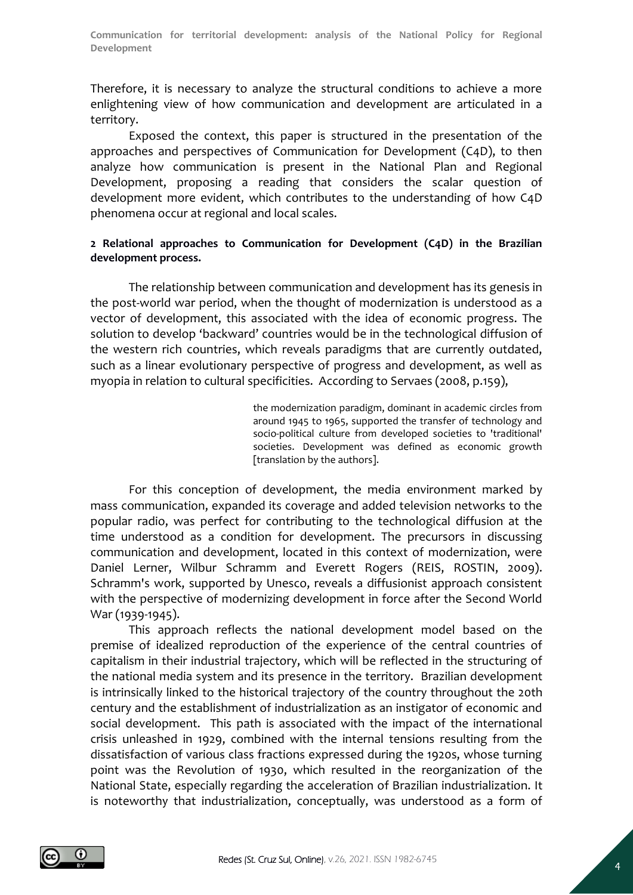Therefore, it is necessary to analyze the structural conditions to achieve a more enlightening view of how communication and development are articulated in a territory.

Exposed the context, this paper is structured in the presentation of the approaches and perspectives of Communication for Development (C4D), to then analyze how communication is present in the National Plan and Regional Development, proposing a reading that considers the scalar question of development more evident, which contributes to the understanding of how C4D phenomena occur at regional and local scales.

## 2 Relational approaches to Communication for Development (C4D) in the Brazilian development process.

The relationship between communication and development has its genesis in the post-world war period, when the thought of modernization is understood as a vector of development, this associated with the idea of economic progress. The solution to develop 'backward' countries would be in the technological diffusion of the western rich countries, which reveals paradigms that are currently outdated, such as a linear evolutionary perspective of progress and development, as well as myopia in relation to cultural specificities. According to Servaes (2008, p.159),

> the modernization paradigm, dominant in academic circles from around 1945 to 1965, supported the transfer of technology and socio-political culture from developed societies to 'traditional' societies. Development was defined as economic growth [translation by the authors].

For this conception of development, the media environment marked by mass communication, expanded its coverage and added television networks to the popular radio, was perfect for contributing to the technological diffusion at the time understood as a condition for development. The precursors in discussing communication and development, located in this context of modernization, were Daniel Lerner, Wilbur Schramm and Everett Rogers (REIS, ROSTIN, 2009). Schramm's work, supported by Unesco, reveals a diffusionist approach consistent with the perspective of modernizing development in force after the Second World War (1939-1945).

This approach reflects the national development model based on the premise of idealized reproduction of the experience of the central countries of capitalism in their industrial trajectory, which will be reflected in the structuring of the national media system and its presence in the territory. Brazilian development is intrinsically linked to the historical trajectory of the country throughout the 20th century and the establishment of industrialization as an instigator of economic and social development. This path is associated with the impact of the international crisis unleashed in 1929, combined with the internal tensions resulting from the dissatisfaction of various class fractions expressed during the 1920s, whose turning point was the Revolution of 1930, which resulted in the reorganization of the National State, especially regarding the acceleration of Brazilian industrialization. It is noteworthy that industrialization, conceptually, was understood as a form of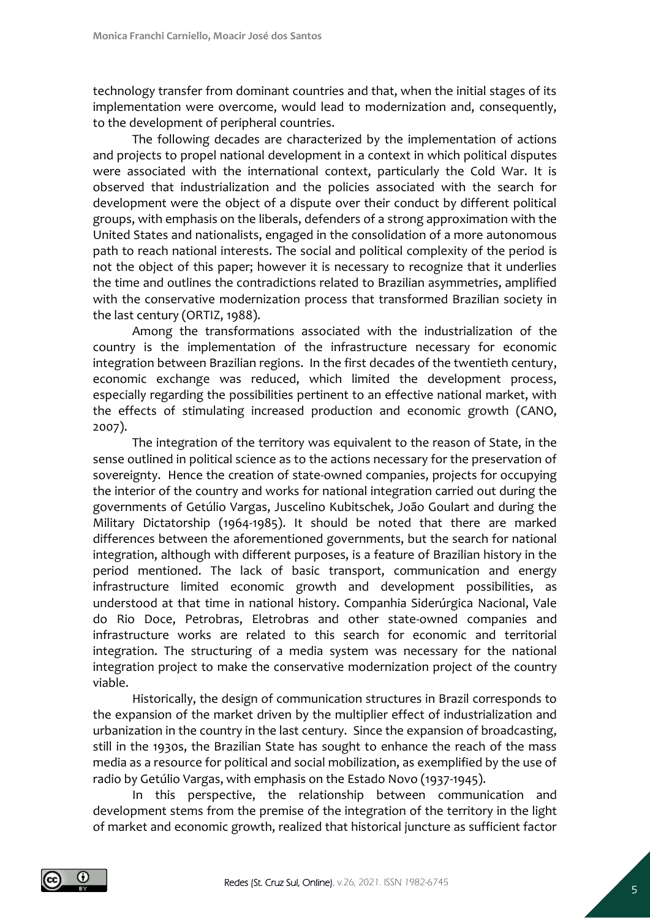technology transfer from dominant countries and that, when the initial stages of its implementation were overcome, would lead to modernization and, consequently, to the development of peripheral countries.

The following decades are characterized by the implementation of actions and projects to propel national development in a context in which political disputes were associated with the international context, particularly the Cold War. It is observed that industrialization and the policies associated with the search for development were the object of a dispute over their conduct by different political groups, with emphasis on the liberals, defenders of a strong approximation with the United States and nationalists, engaged in the consolidation of a more autonomous path to reach national interests. The social and political complexity of the period is not the object of this paper; however it is necessary to recognize that it underlies the time and outlines the contradictions related to Brazilian asymmetries, amplified with the conservative modernization process that transformed Brazilian society in the last century (ORTIZ, 1988).

Among the transformations associated with the industrialization of the country is the implementation of the infrastructure necessary for economic integration between Brazilian regions. In the first decades of the twentieth century, economic exchange was reduced, which limited the development process, especially regarding the possibilities pertinent to an effective national market, with the effects of stimulating increased production and economic growth (CANO, 2007).

The integration of the territory was equivalent to the reason of State, in the sense outlined in political science as to the actions necessary for the preservation of sovereignty. Hence the creation of state-owned companies, projects for occupying the interior of the country and works for national integration carried out during the governments of Getúlio Vargas, Juscelino Kubitschek, João Goulart and during the Military Dictatorship (1964-1985). It should be noted that there are marked differences between the aforementioned governments, but the search for national integration, although with different purposes, is a feature of Brazilian history in the period mentioned. The lack of basic transport, communication and energy infrastructure limited economic growth and development possibilities, as understood at that time in national history. Companhia Siderúrgica Nacional, Vale do Rio Doce, Petrobras, Eletrobras and other state-owned companies and infrastructure works are related to this search for economic and territorial integration. The structuring of a media system was necessary for the national integration project to make the conservative modernization project of the country viable.

Historically, the design of communication structures in Brazil corresponds to the expansion of the market driven by the multiplier effect of industrialization and urbanization in the country in the last century. Since the expansion of broadcasting, still in the 1930s, the Brazilian State has sought to enhance the reach of the mass media as a resource for political and social mobilization, as exemplified by the use of radio by Getúlio Vargas, with emphasis on the Estado Novo (1937-1945).

In this perspective, the relationship between communication and development stems from the premise of the integration of the territory in the light of market and economic growth, realized that historical juncture as sufficient factor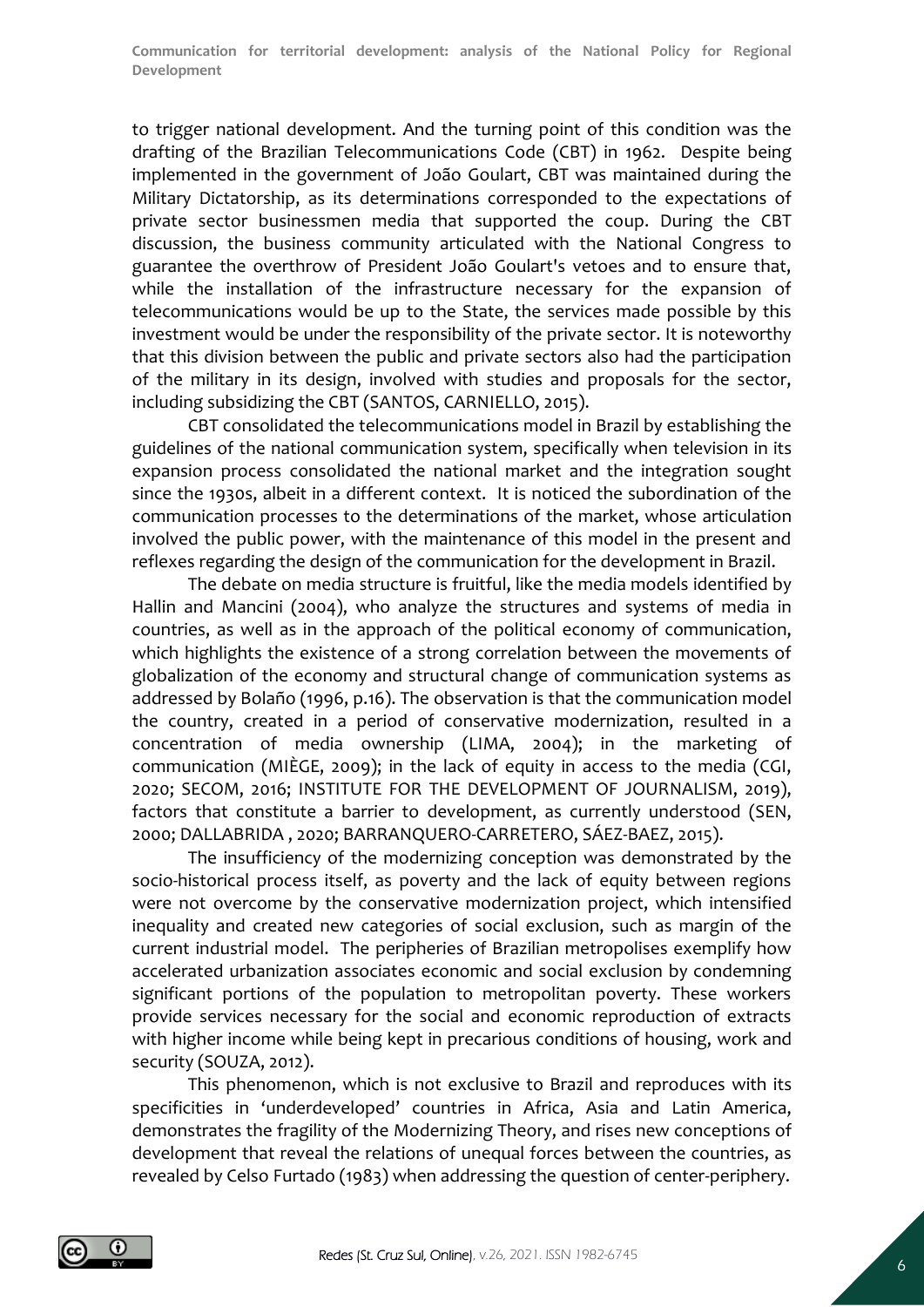to trigger national development. And the turning point of this condition was the drafting of the Brazilian Telecommunications Code (CBT) in 1962. Despite being implemented in the government of João Goulart, CBT was maintained during the Military Dictatorship, as its determinations corresponded to the expectations of private sector businessmen media that supported the coup. During the CBT discussion, the business community articulated with the National Congress to guarantee the overthrow of President João Goulart's vetoes and to ensure that, while the installation of the infrastructure necessary for the expansion of telecommunications would be up to the State, the services made possible by this investment would be under the responsibility of the private sector. It is noteworthy that this division between the public and private sectors also had the participation of the military in its design, involved with studies and proposals for the sector, including subsidizing the CBT (SANTOS, CARNIELLO, 2015).

CBT consolidated the telecommunications model in Brazil by establishing the guidelines of the national communication system, specifically when television in its expansion process consolidated the national market and the integration sought since the 1930s, albeit in a different context. It is noticed the subordination of the communication processes to the determinations of the market, whose articulation involved the public power, with the maintenance of this model in the present and reflexes regarding the design of the communication for the development in Brazil.

The debate on media structure is fruitful, like the media models identified by Hallin and Mancini (2004), who analyze the structures and systems of media in countries, as well as in the approach of the political economy of communication, which highlights the existence of a strong correlation between the movements of globalization of the economy and structural change of communication systems as addressed by Bolaño (1996, p.16). The observation is that the communication model the country, created in a period of conservative modernization, resulted in a concentration of media ownership (LIMA, 2004); in the marketing of communication (MIÈGE, 2009); in the lack of equity in access to the media (CGI, 2020; SECOM, 2016; INSTITUTE FOR THE DEVELOPMENT OF JOURNALISM, 2019), factors that constitute a barrier to development, as currently understood (SEN, 2000; DALLABRIDA , 2020; BARRANQUERO-CARRETERO, SÁEZ-BAEZ, 2015).

The insufficiency of the modernizing conception was demonstrated by the socio-historical process itself, as poverty and the lack of equity between regions were not overcome by the conservative modernization project, which intensified inequality and created new categories of social exclusion, such as margin of the current industrial model. The peripheries of Brazilian metropolises exemplify how accelerated urbanization associates economic and social exclusion by condemning significant portions of the population to metropolitan poverty. These workers provide services necessary for the social and economic reproduction of extracts with higher income while being kept in precarious conditions of housing, work and security (SOUZA, 2012).

This phenomenon, which is not exclusive to Brazil and reproduces with its specificities in 'underdeveloped' countries in Africa, Asia and Latin America, demonstrates the fragility of the Modernizing Theory, and rises new conceptions of development that reveal the relations of unequal forces between the countries, as revealed by Celso Furtado (1983) when addressing the question of center-periphery.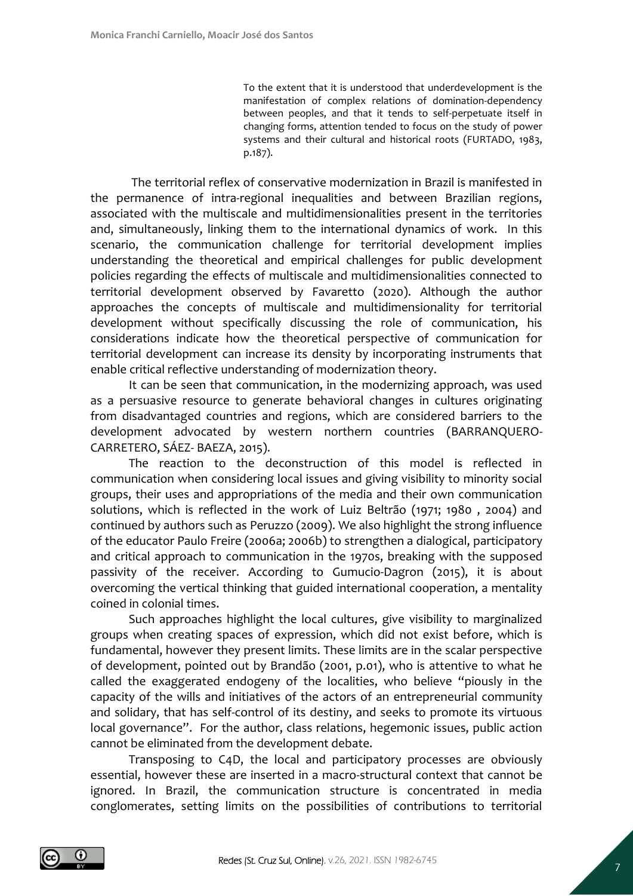> To the extent that it is understood that underdevelopment is the manifestation of complex relations of domination-dependency between peoples, and that it tends to self-perpetuate itself in changing forms, attention tended to focus on the study of power systems and their cultural and historical roots (FURTADO, 1983, p.187).

The territorial reflex of conservative modernization in Brazil is manifested in the permanence of intra-regional inequalities and between Brazilian regions, associated with the multiscale and multidimensionalities present in the territories and, simultaneously, linking them to the international dynamics of work. In this scenario, the communication challenge for territorial development implies understanding the theoretical and empirical challenges for public development policies regarding the effects of multiscale and multidimensionalities connected to territorial development observed by Favaretto (2020). Although the author approaches the concepts of multiscale and multidimensionality for territorial development without specifically discussing the role of communication, his considerations indicate how the theoretical perspective of communication for territorial development can increase its density by incorporating instruments that enable critical reflective understanding of modernization theory.

It can be seen that communication, in the modernizing approach, was used as a persuasive resource to generate behavioral changes in cultures originating from disadvantaged countries and regions, which are considered barriers to the development advocated by western northern countries (BARRANQUERO-CARRETERO, SÁEZ- BAEZA, 2015).

The reaction to the deconstruction of this model is reflected in communication when considering local issues and giving visibility to minority social groups, their uses and appropriations of the media and their own communication solutions, which is reflected in the work of Luiz Beltrão (1971; 1980 , 2004) and continued by authors such as Peruzzo (2009). We also highlight the strong influence of the educator Paulo Freire (2006a; 2006b) to strengthen a dialogical, participatory and critical approach to communication in the 1970s, breaking with the supposed passivity of the receiver. According to Gumucio-Dagron (2015), it is about overcoming the vertical thinking that guided international cooperation, a mentality coined in colonial times.

Such approaches highlight the local cultures, give visibility to marginalized groups when creating spaces of expression, which did not exist before, which is fundamental, however they present limits. These limits are in the scalar perspective of development, pointed out by Brandão (2001, p.01), who is attentive to what he called the exaggerated endogeny of the localities, who believe "piously in the capacity of the wills and initiatives of the actors of an entrepreneurial community and solidary, that has self-control of its destiny, and seeks to promote its virtuous local governance". For the author, class relations, hegemonic issues, public action cannot be eliminated from the development debate.

Transposing to C4D, the local and participatory processes are obviously essential, however these are inserted in a macro-structural context that cannot be ignored. In Brazil, the communication structure is concentrated in media conglomerates, setting limits on the possibilities of contributions to territorial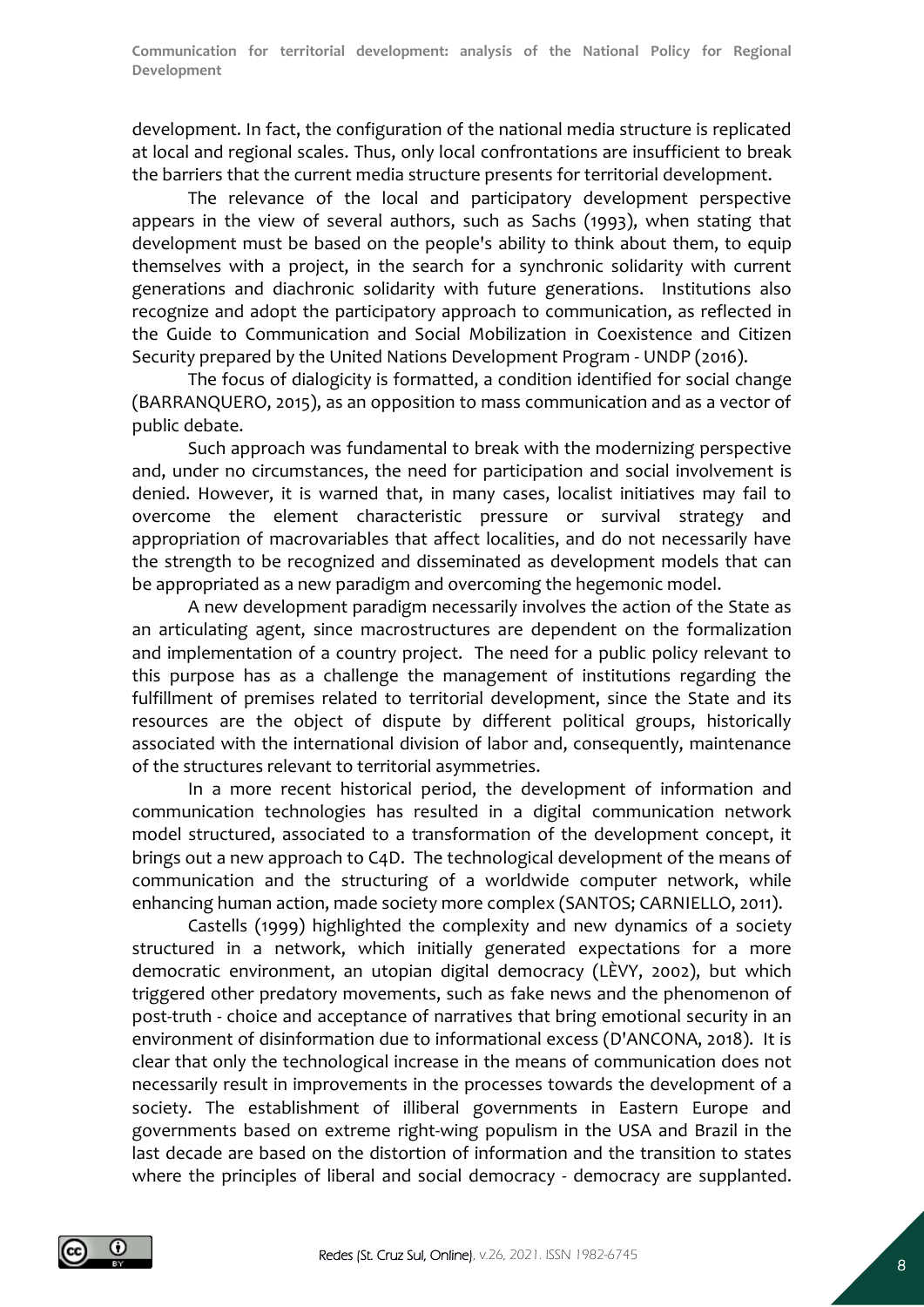development. In fact, the configuration of the national media structure is replicated at local and regional scales. Thus, only local confrontations are insufficient to break the barriers that the current media structure presents for territorial development.

The relevance of the local and participatory development perspective appears in the view of several authors, such as Sachs (1993), when stating that development must be based on the people's ability to think about them, to equip themselves with a project, in the search for a synchronic solidarity with current generations and diachronic solidarity with future generations. Institutions also recognize and adopt the participatory approach to communication, as reflected in the Guide to Communication and Social Mobilization in Coexistence and Citizen Security prepared by the United Nations Development Program - UNDP (2016).

The focus of dialogicity is formatted, a condition identified for social change (BARRANQUERO, 2015), as an opposition to mass communication and as a vector of public debate.

Such approach was fundamental to break with the modernizing perspective and, under no circumstances, the need for participation and social involvement is denied. However, it is warned that, in many cases, localist initiatives may fail to overcome the element characteristic pressure or survival strategy and appropriation of macrovariables that affect localities, and do not necessarily have the strength to be recognized and disseminated as development models that can be appropriated as a new paradigm and overcoming the hegemonic model.

A new development paradigm necessarily involves the action of the State as an articulating agent, since macrostructures are dependent on the formalization and implementation of a country project. The need for a public policy relevant to this purpose has as a challenge the management of institutions regarding the fulfillment of premises related to territorial development, since the State and its resources are the object of dispute by different political groups, historically associated with the international division of labor and, consequently, maintenance of the structures relevant to territorial asymmetries.

In a more recent historical period, the development of information and communication technologies has resulted in a digital communication network model structured, associated to a transformation of the development concept, it brings out a new approach to C4D. The technological development of the means of communication and the structuring of a worldwide computer network, while enhancing human action, made society more complex (SANTOS; CARNIELLO, 2011).

Castells (1999) highlighted the complexity and new dynamics of a society structured in a network, which initially generated expectations for a more democratic environment, an utopian digital democracy (LÈVY, 2002), but which triggered other predatory movements, such as fake news and the phenomenon of post-truth - choice and acceptance of narratives that bring emotional security in an environment of disinformation due to informational excess (D'ANCONA, 2018). It is clear that only the technological increase in the means of communication does not necessarily result in improvements in the processes towards the development of a society. The establishment of illiberal governments in Eastern Europe and governments based on extreme right-wing populism in the USA and Brazil in the last decade are based on the distortion of information and the transition to states where the principles of liberal and social democracy - democracy are supplanted.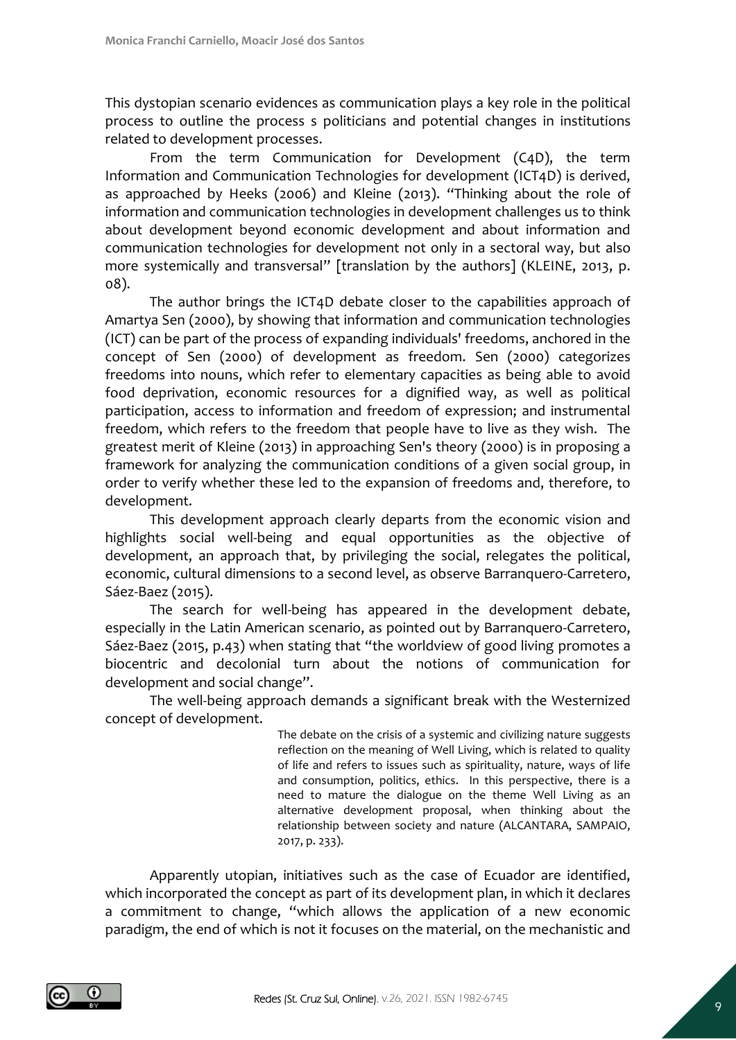This dystopian scenario evidences as communication plays a key role in the political process to outline the process s politicians and potential changes in institutions related to development processes.

From the term Communication for Development (C4D), the term Information and Communication Technologies for development (ICT4D) is derived, as approached by Heeks (2006) and Kleine (2013). "Thinking about the role of information and communication technologies in development challenges us to think about development beyond economic development and about information and communication technologies for development not only in a sectoral way, but also more systemically and transversal" [translation by the authors] (KLEINE, 2013, p. 08).

The author brings the ICT4D debate closer to the capabilities approach of Amartya Sen (2000), by showing that information and communication technologies (ICT) can be part of the process of expanding individuals' freedoms, anchored in the concept of Sen (2000) of development as freedom. Sen (2000) categorizes freedoms into nouns, which refer to elementary capacities as being able to avoid food deprivation, economic resources for a dignified way, as well as political participation, access to information and freedom of expression; and instrumental freedom, which refers to the freedom that people have to live as they wish. The greatest merit of Kleine (2013) in approaching Sen's theory (2000) is in proposing a framework for analyzing the communication conditions of a given social group, in order to verify whether these led to the expansion of freedoms and, therefore, to development.

This development approach clearly departs from the economic vision and highlights social well-being and equal opportunities as the objective of development, an approach that, by privileging the social, relegates the political, economic, cultural dimensions to a second level, as observe Barranquero-Carretero, Sáez-Baez (2015).

The search for well-being has appeared in the development debate, especially in the Latin American scenario, as pointed out by Barranquero-Carretero, Sáez-Baez (2015, p.43) when stating that "the worldview of good living promotes a biocentric and decolonial turn about the notions of communication for development and social change".

The well-being approach demands a significant break with the Westernized concept of development.

> The debate on the crisis of a systemic and civilizing nature suggests reflection on the meaning of Well Living, which is related to quality of life and refers to issues such as spirituality, nature, ways of life and consumption, politics, ethics. In this perspective, there is a need to mature the dialogue on the theme Well Living as an alternative development proposal, when thinking about the relationship between society and nature (ALCANTARA, SAMPAIO, 2017, p. 233).

Apparently utopian, initiatives such as the case of Ecuador are identified, which incorporated the concept as part of its development plan, in which it declares a commitment to change, "which allows the application of a new economic paradigm, the end of which is not it focuses on the material, on the mechanistic and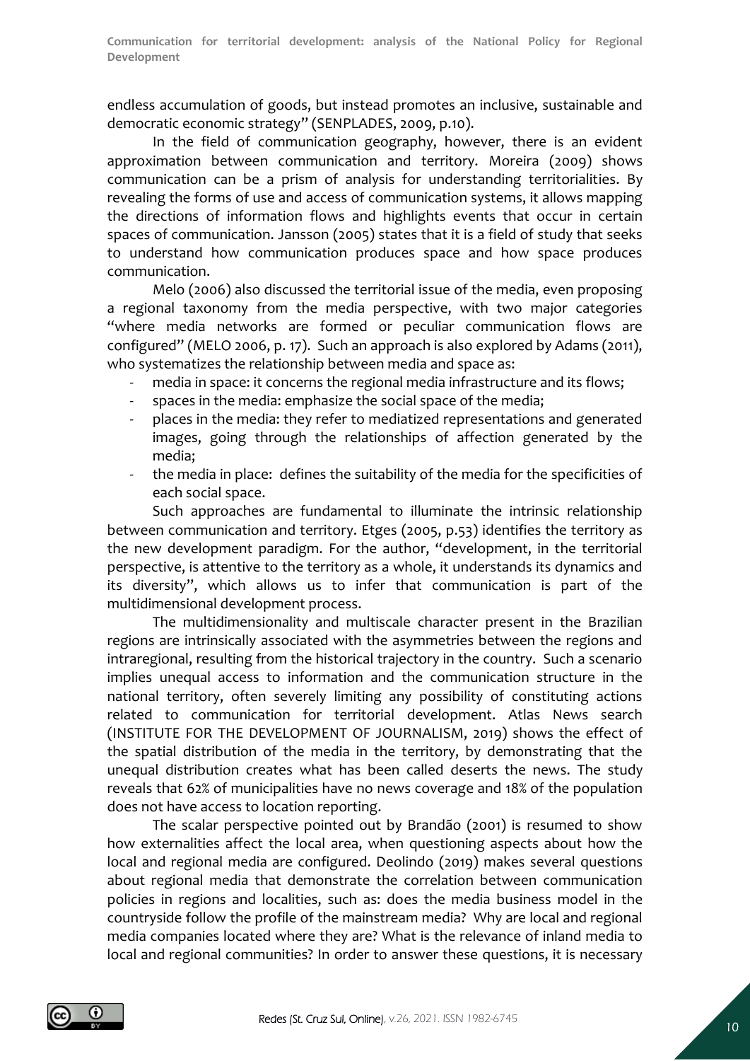endless accumulation of goods, but instead promotes an inclusive, sustainable and democratic economic strategy" (SENPLADES, 2009, p.10).

In the field of communication geography, however, there is an evident approximation between communication and territory. Moreira (2009) shows communication can be a prism of analysis for understanding territorialities. By revealing the forms of use and access of communication systems, it allows mapping the directions of information flows and highlights events that occur in certain spaces of communication. Jansson (2005) states that it is a field of study that seeks to understand how communication produces space and how space produces communication.

Melo (2006) also discussed the territorial issue of the media, even proposing a regional taxonomy from the media perspective, with two major categories "where media networks are formed or peculiar communication flows are configured" (MELO 2006, p. 17). Such an approach is also explored by Adams (2011), who systematizes the relationship between media and space as:

- media in space: it concerns the regional media infrastructure and its flows;
- spaces in the media: emphasize the social space of the media;
- places in the media: they refer to mediatized representations and generated images, going through the relationships of affection generated by the media;
- the media in place: defines the suitability of the media for the specificities of each social space.

Such approaches are fundamental to illuminate the intrinsic relationship between communication and territory. Etges (2005, p.53) identifies the territory as the new development paradigm. For the author, "development, in the territorial perspective, is attentive to the territory as a whole, it understands its dynamics and its diversity", which allows us to infer that communication is part of the multidimensional development process.

The multidimensionality and multiscale character present in the Brazilian regions are intrinsically associated with the asymmetries between the regions and intraregional, resulting from the historical trajectory in the country. Such a scenario implies unequal access to information and the communication structure in the national territory, often severely limiting any possibility of constituting actions related to communication for territorial development. Atlas News search (INSTITUTE FOR THE DEVELOPMENT OF JOURNALISM, 2019) shows the effect of the spatial distribution of the media in the territory, by demonstrating that the unequal distribution creates what has been called deserts the news. The study reveals that 62% of municipalities have no news coverage and 18% of the population does not have access to location reporting.

The scalar perspective pointed out by Brandão (2001) is resumed to show how externalities affect the local area, when questioning aspects about how the local and regional media are configured. Deolindo (2019) makes several questions about regional media that demonstrate the correlation between communication policies in regions and localities, such as: does the media business model in the countryside follow the profile of the mainstream media? Why are local and regional media companies located where they are? What is the relevance of inland media to local and regional communities? In order to answer these questions, it is necessary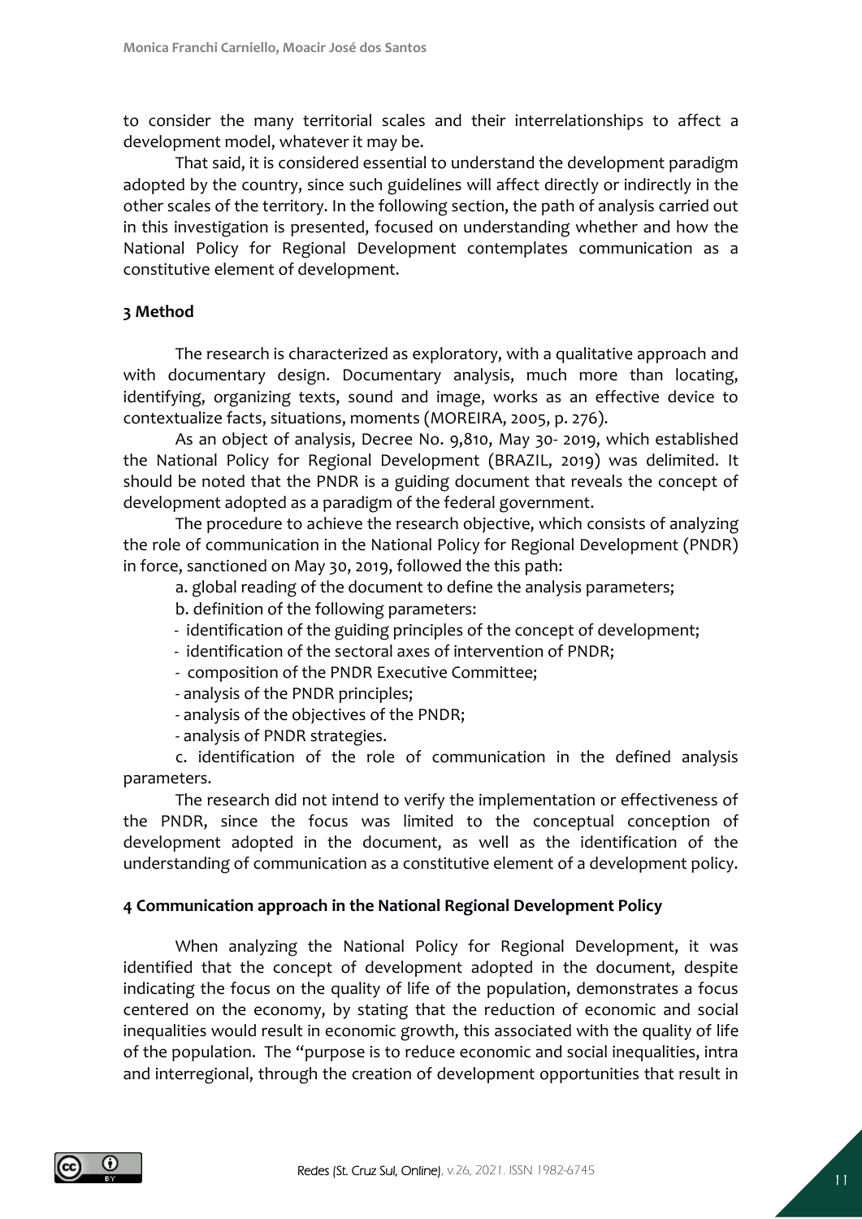to consider the many territorial scales and their interrelationships to affect a development model, whatever it may be.

That said, it is considered essential to understand the development paradigm adopted by the country, since such guidelines will affect directly or indirectly in the other scales of the territory. In the following section, the path of analysis carried out in this investigation is presented, focused on understanding whether and how the National Policy for Regional Development contemplates communication as a constitutive element of development.

## 3 Method

The research is characterized as exploratory, with a qualitative approach and with documentary design. Documentary analysis, much more than locating, identifying, organizing texts, sound and image, works as an effective device to contextualize facts, situations, moments (MOREIRA, 2005, p. 276).

As an object of analysis, Decree No. 9,810, May 30- 2019, which established the National Policy for Regional Development (BRAZIL, 2019) was delimited. It should be noted that the PNDR is a guiding document that reveals the concept of development adopted as a paradigm of the federal government.

The procedure to achieve the research objective, which consists of analyzing the role of communication in the National Policy for Regional Development (PNDR) in force, sanctioned on May 30, 2019, followed the this path:

a. global reading of the document to define the analysis parameters;

b. definition of the following parameters:

- identification of the guiding principles of the concept of development;
- identification of the sectoral axes of intervention of PNDR;
- composition of the PNDR Executive Committee;
- analysis of the PNDR principles;
- analysis of the objectives of the PNDR;
- analysis of PNDR strategies.

c. identification of the role of communication in the defined analysis parameters.

The research did not intend to verify the implementation or effectiveness of the PNDR, since the focus was limited to the conceptual conception of development adopted in the document, as well as the identification of the understanding of communication as a constitutive element of a development policy.

## 4 Communication approach in the National Regional Development Policy

When analyzing the National Policy for Regional Development, it was identified that the concept of development adopted in the document, despite indicating the focus on the quality of life of the population, demonstrates a focus centered on the economy, by stating that the reduction of economic and social inequalities would result in economic growth, this associated with the quality of life of the population. The "purpose is to reduce economic and social inequalities, intra and interregional, through the creation of development opportunities that result in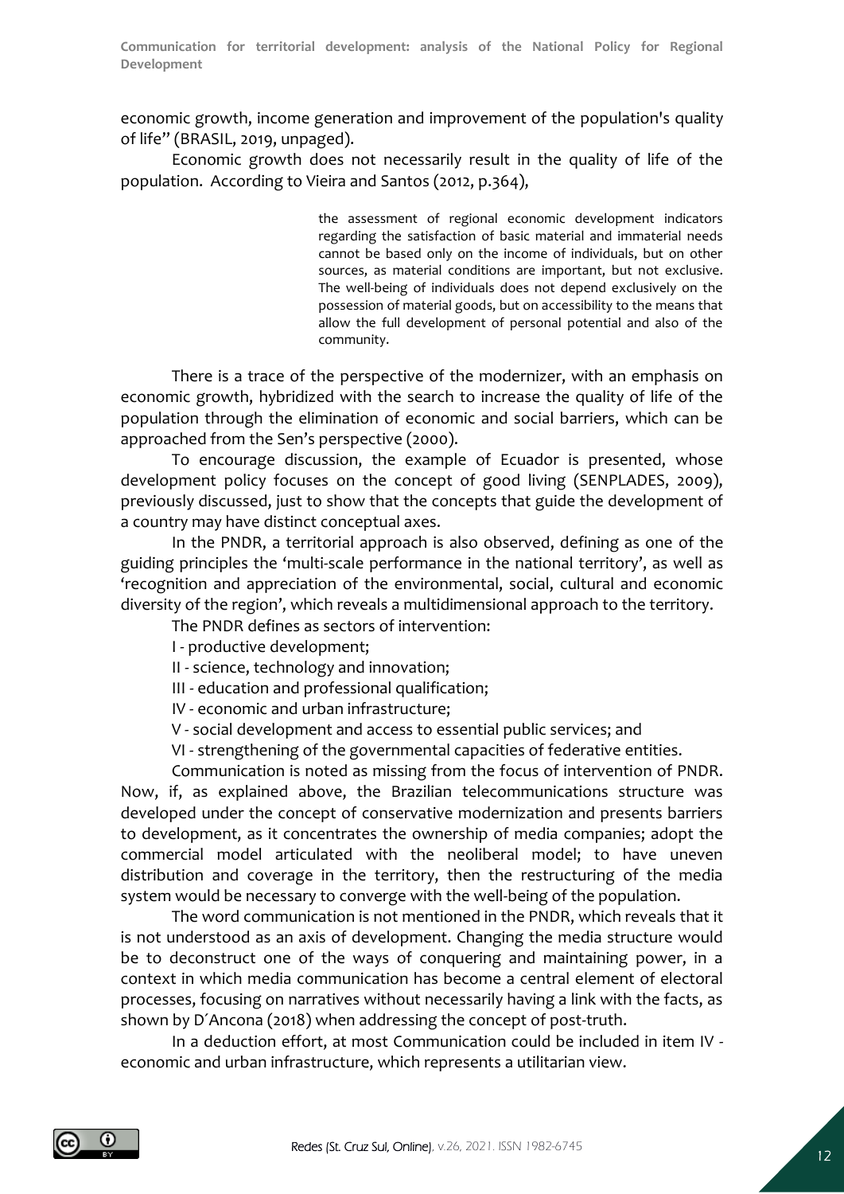economic growth, income generation and improvement of the population's quality of life" (BRASIL, 2019, unpaged).

Economic growth does not necessarily result in the quality of life of the population. According to Vieira and Santos (2012, p.364),

> the assessment of regional economic development indicators regarding the satisfaction of basic material and immaterial needs cannot be based only on the income of individuals, but on other sources, as material conditions are important, but not exclusive. The well-being of individuals does not depend exclusively on the possession of material goods, but on accessibility to the means that allow the full development of personal potential and also of the community.

There is a trace of the perspective of the modernizer, with an emphasis on economic growth, hybridized with the search to increase the quality of life of the population through the elimination of economic and social barriers, which can be approached from the Sen's perspective (2000).

To encourage discussion, the example of Ecuador is presented, whose development policy focuses on the concept of good living (SENPLADES, 2009), previously discussed, just to show that the concepts that guide the development of a country may have distinct conceptual axes.

In the PNDR, a territorial approach is also observed, defining as one of the guiding principles the 'multi-scale performance in the national territory', as well as 'recognition and appreciation of the environmental, social, cultural and economic diversity of the region', which reveals a multidimensional approach to the territory.

The PNDR defines as sectors of intervention:

I - productive development;

II - science, technology and innovation;

III - education and professional qualification;

IV - economic and urban infrastructure;

V - social development and access to essential public services; and

VI - strengthening of the governmental capacities of federative entities.

Communication is noted as missing from the focus of intervention of PNDR. Now, if, as explained above, the Brazilian telecommunications structure was developed under the concept of conservative modernization and presents barriers to development, as it concentrates the ownership of media companies; adopt the commercial model articulated with the neoliberal model; to have uneven distribution and coverage in the territory, then the restructuring of the media system would be necessary to converge with the well-being of the population.

The word communication is not mentioned in the PNDR, which reveals that it is not understood as an axis of development. Changing the media structure would be to deconstruct one of the ways of conquering and maintaining power, in a context in which media communication has become a central element of electoral processes, focusing on narratives without necessarily having a link with the facts, as shown by D´Ancona (2018) when addressing the concept of post-truth.

In a deduction effort, at most Communication could be included in item IV - economic and urban infrastructure, which represents a utilitarian view.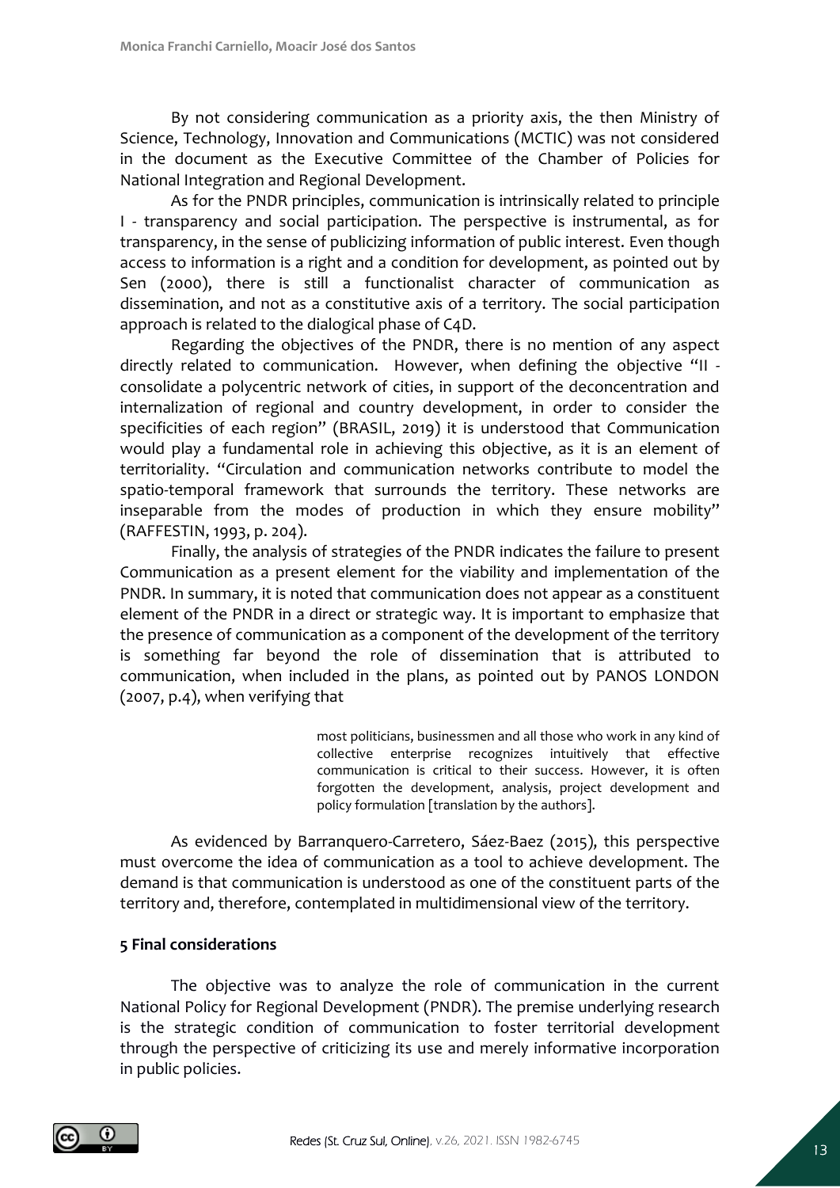By not considering communication as a priority axis, the then Ministry of Science, Technology, Innovation and Communications (MCTIC) was not considered in the document as the Executive Committee of the Chamber of Policies for National Integration and Regional Development.

As for the PNDR principles, communication is intrinsically related to principle I - transparency and social participation. The perspective is instrumental, as for transparency, in the sense of publicizing information of public interest. Even though access to information is a right and a condition for development, as pointed out by Sen (2000), there is still a functionalist character of communication as dissemination, and not as a constitutive axis of a territory. The social participation approach is related to the dialogical phase of C4D.

Regarding the objectives of the PNDR, there is no mention of any aspect directly related to communication. However, when defining the objective "II - consolidate a polycentric network of cities, in support of the deconcentration and internalization of regional and country development, in order to consider the specificities of each region" (BRASIL, 2019) it is understood that Communication would play a fundamental role in achieving this objective, as it is an element of territoriality. "Circulation and communication networks contribute to model the spatio-temporal framework that surrounds the territory. These networks are inseparable from the modes of production in which they ensure mobility" (RAFFESTIN, 1993, p. 204).

Finally, the analysis of strategies of the PNDR indicates the failure to present Communication as a present element for the viability and implementation of the PNDR. In summary, it is noted that communication does not appear as a constituent element of the PNDR in a direct or strategic way. It is important to emphasize that the presence of communication as a component of the development of the territory is something far beyond the role of dissemination that is attributed to communication, when included in the plans, as pointed out by PANOS LONDON (2007, p.4), when verifying that

> most politicians, businessmen and all those who work in any kind of collective enterprise recognizes intuitively that effective communication is critical to their success. However, it is often forgotten the development, analysis, project development and policy formulation [translation by the authors].

As evidenced by Barranquero-Carretero, Sáez-Baez (2015), this perspective must overcome the idea of communication as a tool to achieve development. The demand is that communication is understood as one of the constituent parts of the territory and, therefore, contemplated in multidimensional view of the territory.

## 5 Final considerations

The objective was to analyze the role of communication in the current National Policy for Regional Development (PNDR). The premise underlying research is the strategic condition of communication to foster territorial development through the perspective of criticizing its use and merely informative incorporation in public policies.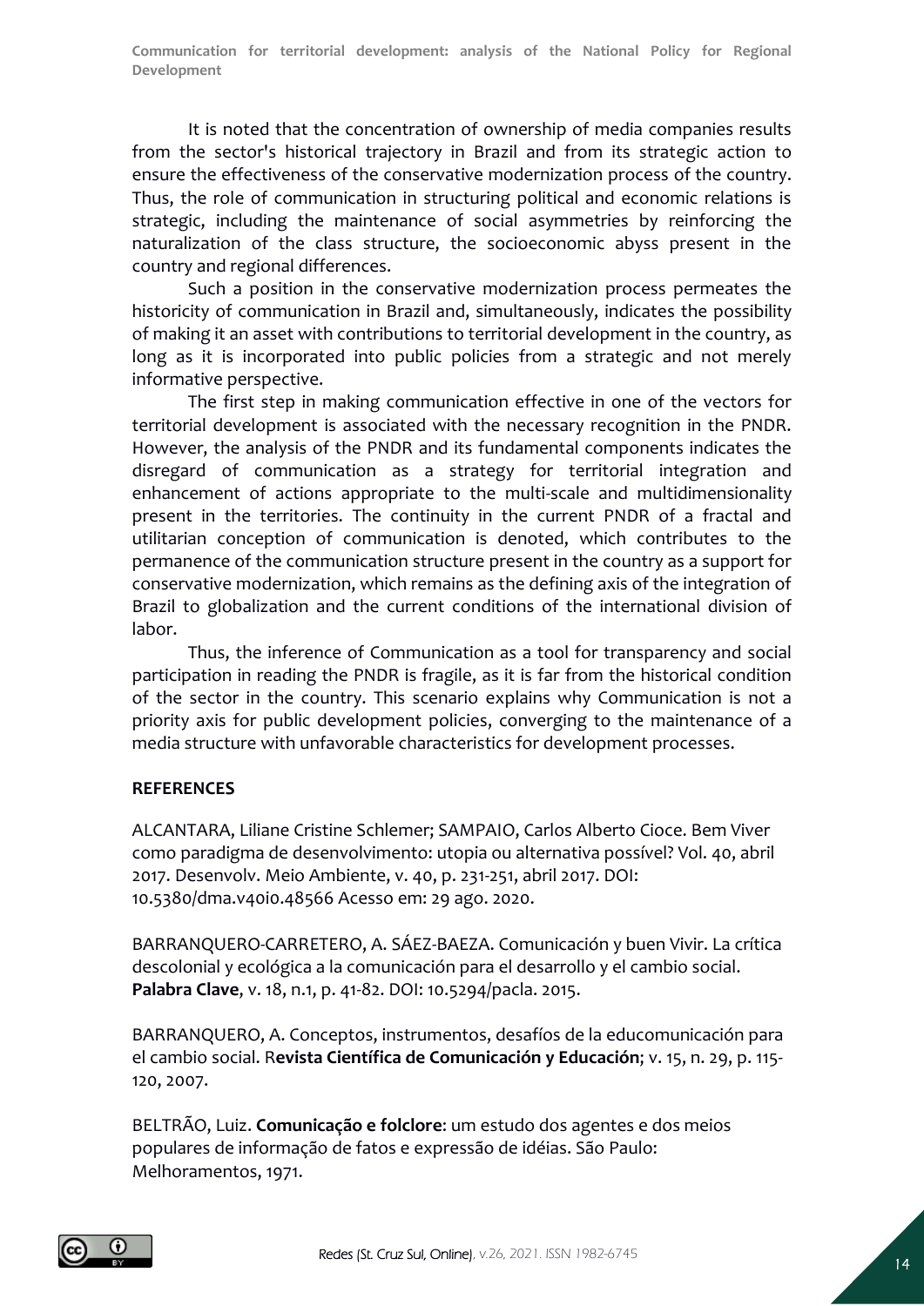It is noted that the concentration of ownership of media companies results from the sector's historical trajectory in Brazil and from its strategic action to ensure the effectiveness of the conservative modernization process of the country. Thus, the role of communication in structuring political and economic relations is strategic, including the maintenance of social asymmetries by reinforcing the naturalization of the class structure, the socioeconomic abyss present in the country and regional differences.

Such a position in the conservative modernization process permeates the historicity of communication in Brazil and, simultaneously, indicates the possibility of making it an asset with contributions to territorial development in the country, as long as it is incorporated into public policies from a strategic and not merely informative perspective.

The first step in making communication effective in one of the vectors for territorial development is associated with the necessary recognition in the PNDR. However, the analysis of the PNDR and its fundamental components indicates the disregard of communication as a strategy for territorial integration and enhancement of actions appropriate to the multi-scale and multidimensionality present in the territories. The continuity in the current PNDR of a fractal and utilitarian conception of communication is denoted, which contributes to the permanence of the communication structure present in the country as a support for conservative modernization, which remains as the defining axis of the integration of Brazil to globalization and the current conditions of the international division of labor.

Thus, the inference of Communication as a tool for transparency and social participation in reading the PNDR is fragile, as it is far from the historical condition of the sector in the country. This scenario explains why Communication is not a priority axis for public development policies, converging to the maintenance of a media structure with unfavorable characteristics for development processes.

## REFERENCES

ALCANTARA, Liliane Cristine Schlemer; SAMPAIO, Carlos Alberto Cioce. Bem Viver como paradigma de desenvolvimento: utopia ou alternativa possível? Vol. 40, abril 2017. Desenvolv. Meio Ambiente, v. 40, p. 231-251, abril 2017. DOI: 10.5380/dma.v40i0.48566 Acesso em: 29 ago. 2020.

BARRANQUERO-CARRETERO, A. SÁEZ-BAEZA. Comunicación y buen Vivir. La crítica descolonial y ecológica a la comunicación para el desarrollo y el cambio social. **Palabra Clave**, v. 18, n.1, p. 41-82. DOI: 10.5294/pacla. 2015.

BARRANQUERO, A. Conceptos, instrumentos, desafíos de la educomunicación para el cambio social. R**evista Científica de Comunicación y Educación**; v. 15, n. 29, p. 115-120, 2007.

BELTRÃO, Luiz. **Comunicação e folclore**: um estudo dos agentes e dos meios populares de informação de fatos e expressão de idéias. São Paulo: Melhoramentos, 1971.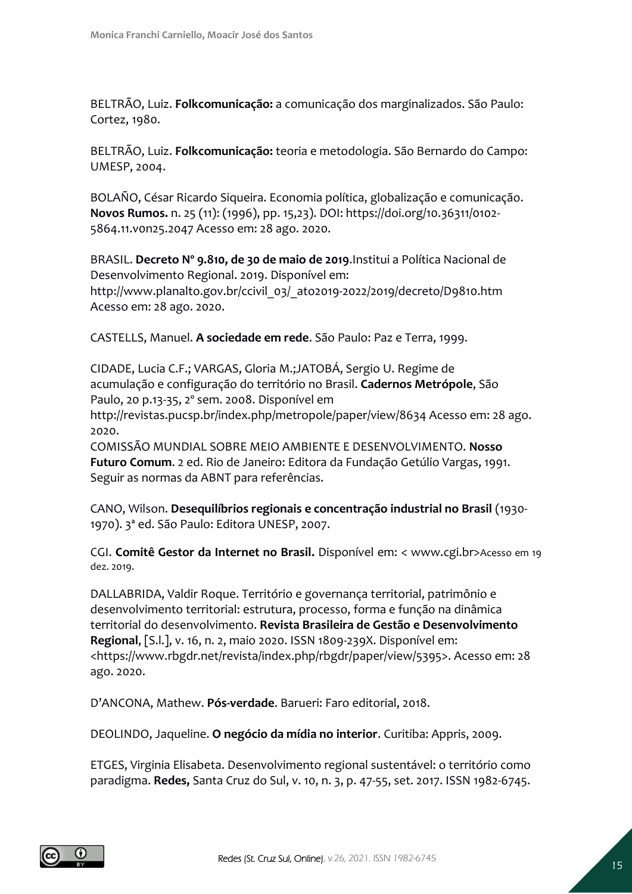BELTRÃO, Luiz. **Folkcomunicação:** a comunicação dos marginalizados. São Paulo: Cortez, 1980.

BELTRÃO, Luiz. **Folkcomunicação:** teoria e metodologia. São Bernardo do Campo: UMESP, 2004.

BOLAÑO, César Ricardo Siqueira. Economia política, globalização e comunicação. **Novos Rumos.** n. 25 (11): (1996), pp. 15,23). DOI: https://doi.org/10.36311/0102-5864.11.v0n25.2047 Acesso em: 28 ago. 2020.

BRASIL. **Decreto Nº 9.810, de 30 de maio de 2019**.Institui a Política Nacional de Desenvolvimento Regional. 2019. Disponível em: http://www.planalto.gov.br/ccivil_03/_ato2019-2022/2019/decreto/D9810.htm Acesso em: 28 ago. 2020.

CASTELLS, Manuel. **A sociedade em rede**. São Paulo: Paz e Terra, 1999.

CIDADE, Lucia C.F.; VARGAS, Gloria M.;JATOBÁ, Sergio U. Regime de acumulação e configuração do território no Brasil. **Cadernos Metrópole**, São Paulo, 20 p.13-35, 2º sem. 2008. Disponível em http://revistas.pucsp.br/index.php/metropole/paper/view/8634 Acesso em: 28 ago. 2020.
COMISSÃO MUNDIAL SOBRE MEIO AMBIENTE E DESENVOLVIMENTO. **Nosso Futuro Comum**. 2 ed. Rio de Janeiro: Editora da Fundação Getúlio Vargas, 1991. Seguir as normas da ABNT para referências.

CANO, Wilson. **Desequilíbrios regionais e concentração industrial no Brasil** (1930-1970). 3ª ed. São Paulo: Editora UNESP, 2007.

CGI. **Comitê Gestor da Internet no Brasil.** Disponível em: < www.cgi.br>Acesso em 19 dez. 2019.

DALLABRIDA, Valdir Roque. Território e governança territorial, patrimônio e desenvolvimento territorial: estrutura, processo, forma e função na dinâmica territorial do desenvolvimento. **Revista Brasileira de Gestão e Desenvolvimento Regional**, [S.l.], v. 16, n. 2, maio 2020. ISSN 1809-239X. Disponível em: <https://www.rbgdr.net/revista/index.php/rbgdr/paper/view/5395>. Acesso em: 28 ago. 2020.

D'ANCONA, Mathew. **Pós-verdade**. Barueri: Faro editorial, 2018.

DEOLINDO, Jaqueline. **O negócio da mídia no interior**. Curitiba: Appris, 2009.

ETGES, Virginia Elisabeta. Desenvolvimento regional sustentável: o território como paradigma. **Redes,** Santa Cruz do Sul, v. 10, n. 3, p. 47-55, set. 2017. ISSN 1982-6745.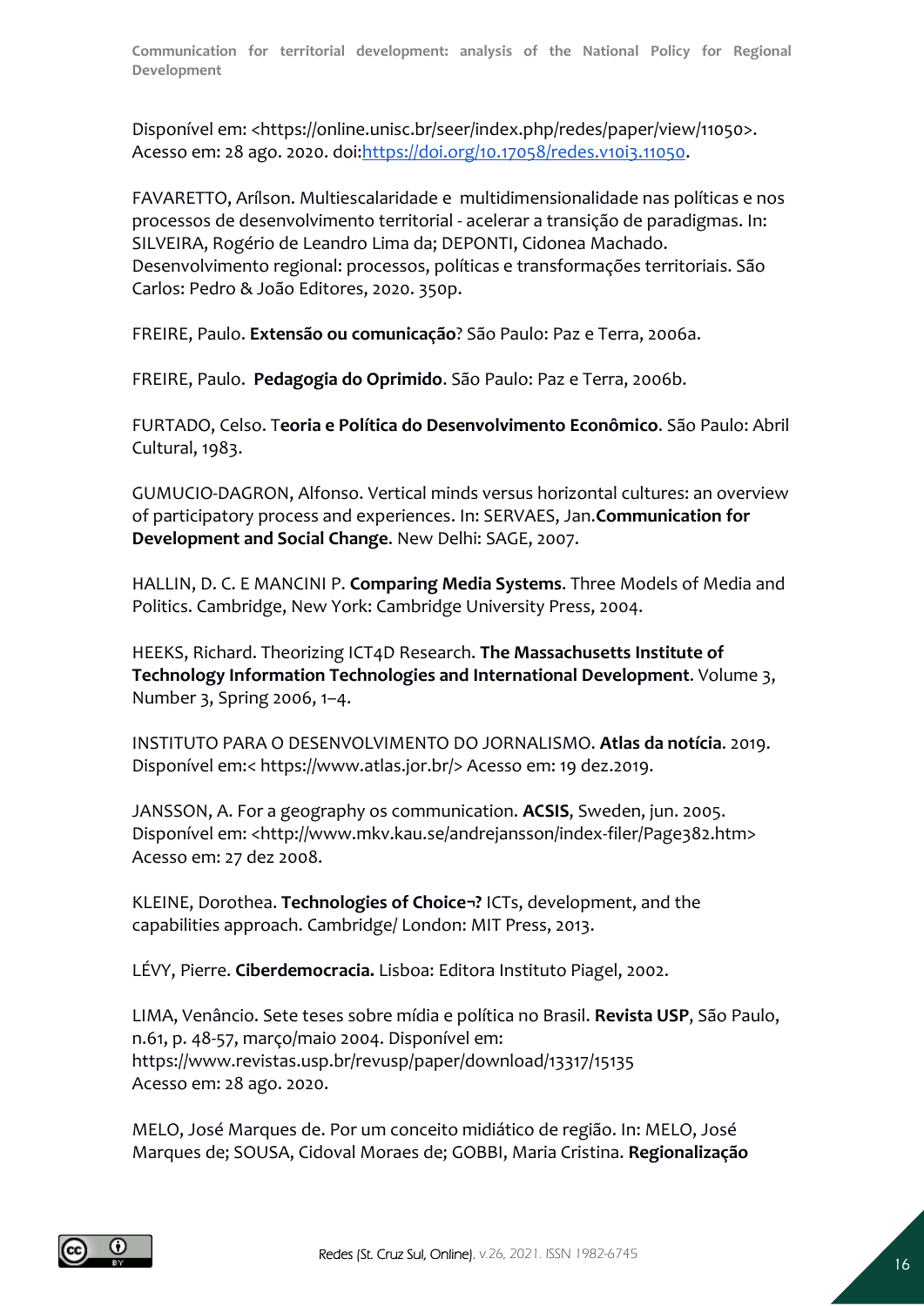Disponível em: <https://online.unisc.br/seer/index.php/redes/paper/view/11050>. Acesso em: 28 ago. 2020. doi:https://doi.org/10.17058/redes.v10i3.11050.

FAVARETTO, Arílson. Multiescalaridade e multidimensionalidade nas políticas e nos processos de desenvolvimento territorial - acelerar a transição de paradigmas. In: SILVEIRA, Rogério de Leandro Lima da; DEPONTI, Cidonea Machado. Desenvolvimento regional: processos, políticas e transformações territoriais. São Carlos: Pedro & João Editores, 2020. 350p.

FREIRE, Paulo. **Extensão ou comunicação**? São Paulo: Paz e Terra, 2006a.

FREIRE, Paulo. **Pedagogia do Oprimido**. São Paulo: Paz e Terra, 2006b.

FURTADO, Celso. T**eoria e Política do Desenvolvimento Econômico**. São Paulo: Abril Cultural, 1983.

GUMUCIO-DAGRON, Alfonso. Vertical minds versus horizontal cultures: an overview of participatory process and experiences. In: SERVAES, Jan.**Communication for Development and Social Change**. New Delhi: SAGE, 2007.

HALLIN, D. C. E MANCINI P. **Comparing Media Systems**. Three Models of Media and Politics. Cambridge, New York: Cambridge University Press, 2004.

HEEKS, Richard. Theorizing ICT4D Research. **The Massachusetts Institute of Technology Information Technologies and International Development**. Volume 3, Number 3, Spring 2006, 1–4.

INSTITUTO PARA O DESENVOLVIMENTO DO JORNALISMO. **Atlas da notícia**. 2019. Disponível em:< https://www.atlas.jor.br/> Acesso em: 19 dez.2019.

JANSSON, A. For a geography os communication. **ACSIS**, Sweden, jun. 2005. Disponível em: <http://www.mkv.kau.se/andrejansson/index-filer/Page382.htm> Acesso em: 27 dez 2008.

KLEINE, Dorothea. **Technologies of Choice¬?** ICTs, development, and the capabilities approach. Cambridge/ London: MIT Press, 2013.

LÉVY, Pierre. **Ciberdemocracia.** Lisboa: Editora Instituto Piagel, 2002.

LIMA, Venâncio. Sete teses sobre mídia e política no Brasil. **Revista USP**, São Paulo, n.61, p. 48-57, março/maio 2004. Disponível em: https://www.revistas.usp.br/revusp/paper/download/13317/15135 Acesso em: 28 ago. 2020.

MELO, José Marques de. Por um conceito midiático de região. In: MELO, José Marques de; SOUSA, Cidoval Moraes de; GOBBI, Maria Cristina. **Regionalização**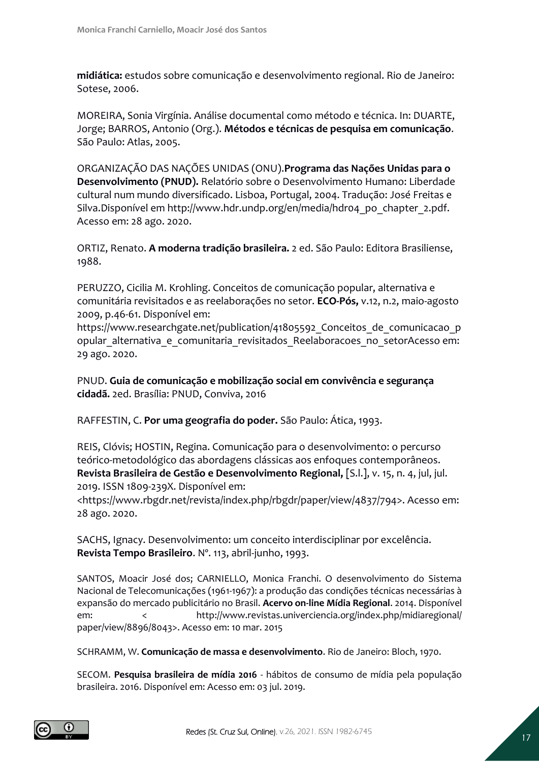**midiática:** estudos sobre comunicação e desenvolvimento regional. Rio de Janeiro: Sotese, 2006.

MOREIRA, Sonia Virgínia. Análise documental como método e técnica. In: DUARTE, Jorge; BARROS, Antonio (Org.). **Métodos e técnicas de pesquisa em comunicação**. São Paulo: Atlas, 2005.

ORGANIZAÇÃO DAS NAÇÕES UNIDAS (ONU).**Programa das Nações Unidas para o Desenvolvimento (PNUD).** Relatório sobre o Desenvolvimento Humano: Liberdade cultural num mundo diversificado. Lisboa, Portugal, 2004. Tradução: José Freitas e Silva.Disponível em http://www.hdr.undp.org/en/media/hdr04_po_chapter_2.pdf. Acesso em: 28 ago. 2020.

ORTIZ, Renato. **A moderna tradição brasileira.** 2 ed. São Paulo: Editora Brasiliense, 1988.

PERUZZO, Cicilia M. Krohling. Conceitos de comunicação popular, alternativa e comunitária revisitados e as reelaborações no setor. **ECO-Pós,** v.12, n.2, maio-agosto 2009, p.46-61. Disponível em: https://www.researchgate.net/publication/41805592_Conceitos_de_comunicacao_popular_alternativa_e_comunitaria_revisitados_Reelaboracoes_no_setorAcesso em: 29 ago. 2020.

PNUD. **Guia de comunicação e mobilização social em convivência e segurança cidadã.** 2ed. Brasília: PNUD, Conviva, 2016

RAFFESTIN, C. **Por uma geografia do poder.** São Paulo: Ática, 1993.

REIS, Clóvis; HOSTIN, Regina. Comunicação para o desenvolvimento: o percurso teórico-metodológico das abordagens clássicas aos enfoques contemporâneos. **Revista Brasileira de Gestão e Desenvolvimento Regional,** [S.l.], v. 15, n. 4, jul, jul. 2019. ISSN 1809-239X. Disponível em: <https://www.rbgdr.net/revista/index.php/rbgdr/paper/view/4837/794>. Acesso em: 28 ago. 2020.

SACHS, Ignacy. Desenvolvimento: um conceito interdisciplinar por excelência. **Revista Tempo Brasileiro**. Nº. 113, abril-junho, 1993.

SANTOS, Moacir José dos; CARNIELLO, Monica Franchi. O desenvolvimento do Sistema Nacional de Telecomunicações (1961-1967): a produção das condições técnicas necessárias à expansão do mercado publicitário no Brasil. **Acervo on-line Mídia Regional**. 2014. Disponível em: < http://www.revistas.univerciencia.org/index.php/midiaregional/paper/view/8896/8043>. Acesso em: 10 mar. 2015

SCHRAMM, W. **Comunicação de massa e desenvolvimento**. Rio de Janeiro: Bloch, 1970.

SECOM. **Pesquisa brasileira de mídia 2016** - hábitos de consumo de mídia pela população brasileira. 2016. Disponível em: Acesso em: 03 jul. 2019.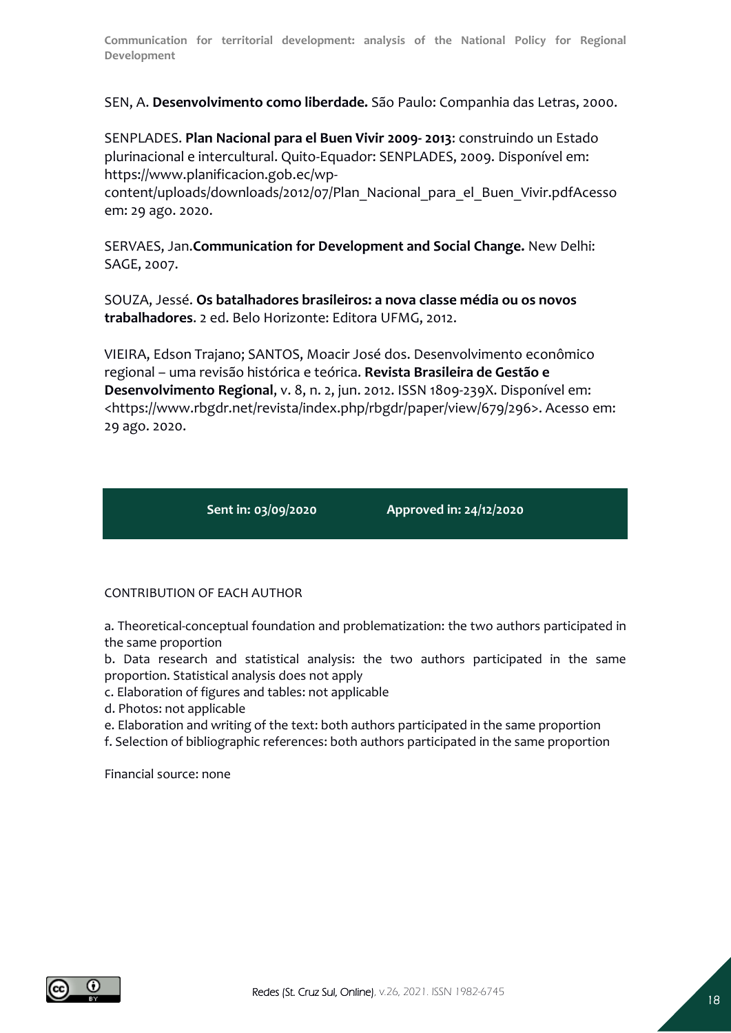SEN, A. **Desenvolvimento como liberdade.** São Paulo: Companhia das Letras, 2000.

SENPLADES. **Plan Nacional para el Buen Vivir 2009- 2013**: construindo un Estado plurinacional e intercultural. Quito-Equador: SENPLADES, 2009. Disponível em: https://www.planificacion.gob.ec/wp-content/uploads/downloads/2012/07/Plan_Nacional_para_el_Buen_Vivir.pdfAcesso em: 29 ago. 2020.

SERVAES, Jan.**Communication for Development and Social Change.** New Delhi: SAGE, 2007.

SOUZA, Jessé. **Os batalhadores brasileiros: a nova classe média ou os novos trabalhadores**. 2 ed. Belo Horizonte: Editora UFMG, 2012.

VIEIRA, Edson Trajano; SANTOS, Moacir José dos. Desenvolvimento econômico regional – uma revisão histórica e teórica. **Revista Brasileira de Gestão e Desenvolvimento Regional**, v. 8, n. 2, jun. 2012. ISSN 1809-239X. Disponível em: <https://www.rbgdr.net/revista/index.php/rbgdr/paper/view/679/296>. Acesso em: 29 ago. 2020.

**Sent in: 03/09/2020** **Approved in: 24/12/2020**

CONTRIBUTION OF EACH AUTHOR

a. Theoretical-conceptual foundation and problematization: the two authors participated in the same proportion
b. Data research and statistical analysis: the two authors participated in the same proportion. Statistical analysis does not apply
c. Elaboration of figures and tables: not applicable
d. Photos: not applicable
e. Elaboration and writing of the text: both authors participated in the same proportion
f. Selection of bibliographic references: both authors participated in the same proportion

Financial source: none